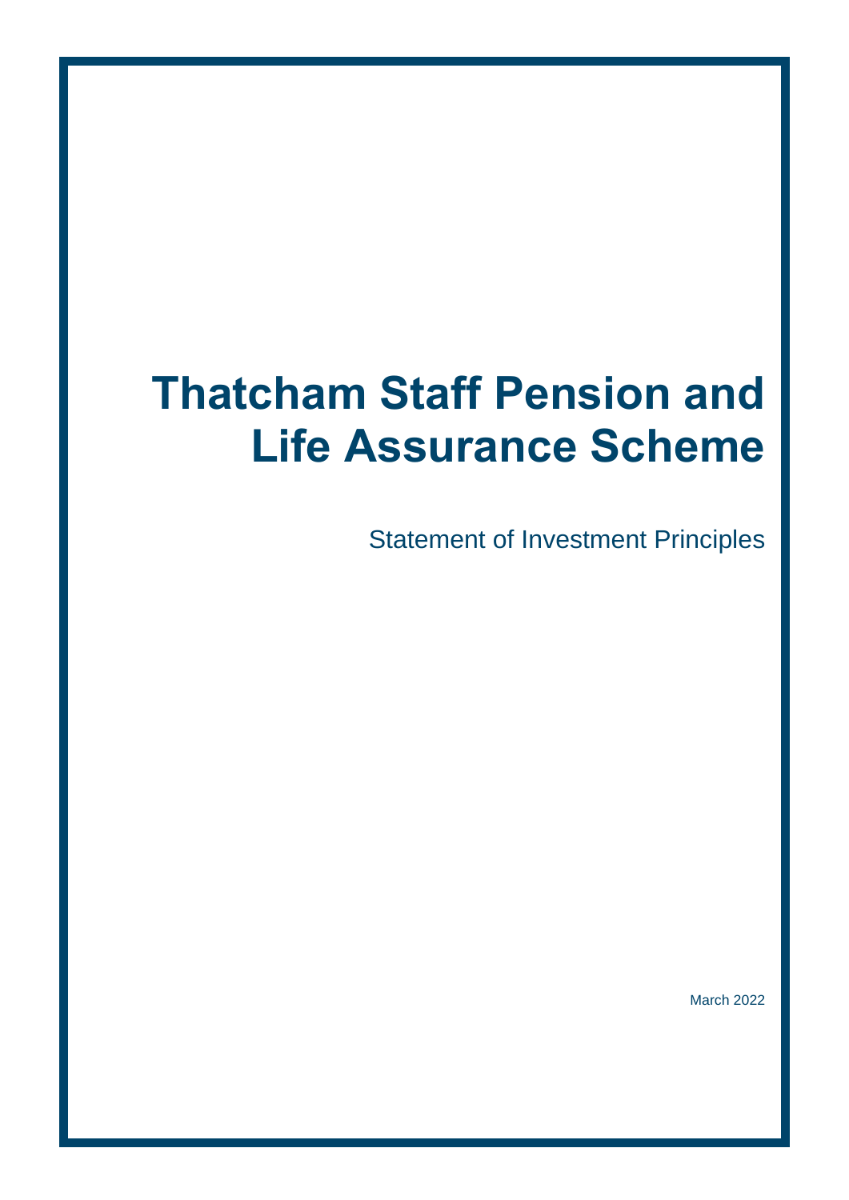# Thatcham Staff Pension and Life Assurance Scheme

Statement of Investment Principles

March 2022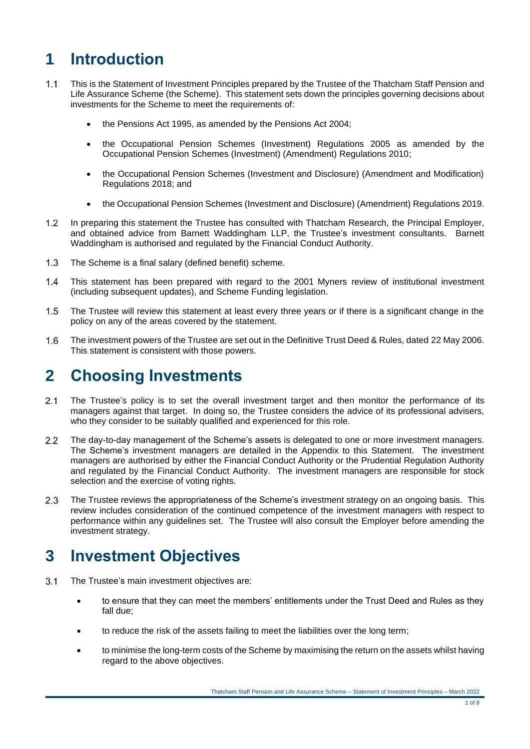# 1 Introduction

1.1 This is the Statement of Investment Principles prepared by the Trustee of the Thatcham Staff Pension and Life Assurance Scheme (the Scheme). This statement sets down the principles governing decisions about investments for the Scheme to meet the requirements of:

- the Pensions Act 1995, as amended by the Pensions Act 2004;
- the Occupational Pension Schemes (Investment) Regulations 2005 as amended by the Occupational Pension Schemes (Investment) (Amendment) Regulations 2010;
- the Occupational Pension Schemes (Investment and Disclosure) (Amendment and Modification) Regulations 2018; and
- the Occupational Pension Schemes (Investment and Disclosure) (Amendment) Regulations 2019.

1.2 In preparing this statement the Trustee has consulted with Thatcham Research, the Principal Employer, and obtained advice from Barnett Waddingham LLP, the Trustee's investment consultants. Barnett Waddingham is authorised and regulated by the Financial Conduct Authority.

1.3 The Scheme is a final salary (defined benefit) scheme.

1.4 This statement has been prepared with regard to the 2001 Myners review of institutional investment (including subsequent updates), and Scheme Funding legislation.

1.5 The Trustee will review this statement at least every three years or if there is a significant change in the policy on any of the areas covered by the statement.

1.6 The investment powers of the Trustee are set out in the Definitive Trust Deed & Rules, dated 22 May 2006. This statement is consistent with those powers.

# 2 Choosing Investments

2.1 The Trustee's policy is to set the overall investment target and then monitor the performance of its managers against that target. In doing so, the Trustee considers the advice of its professional advisers, who they consider to be suitably qualified and experienced for this role.

2.2 The day-to-day management of the Scheme's assets is delegated to one or more investment managers. The Scheme's investment managers are detailed in the Appendix to this Statement. The investment managers are authorised by either the Financial Conduct Authority or the Prudential Regulation Authority and regulated by the Financial Conduct Authority. The investment managers are responsible for stock selection and the exercise of voting rights.

2.3 The Trustee reviews the appropriateness of the Scheme's investment strategy on an ongoing basis. This review includes consideration of the continued competence of the investment managers with respect to performance within any guidelines set. The Trustee will also consult the Employer before amending the investment strategy.

# 3 Investment Objectives

3.1 The Trustee's main investment objectives are:

- to ensure that they can meet the members' entitlements under the Trust Deed and Rules as they fall due;
- to reduce the risk of the assets failing to meet the liabilities over the long term;
- to minimise the long-term costs of the Scheme by maximising the return on the assets whilst having regard to the above objectives.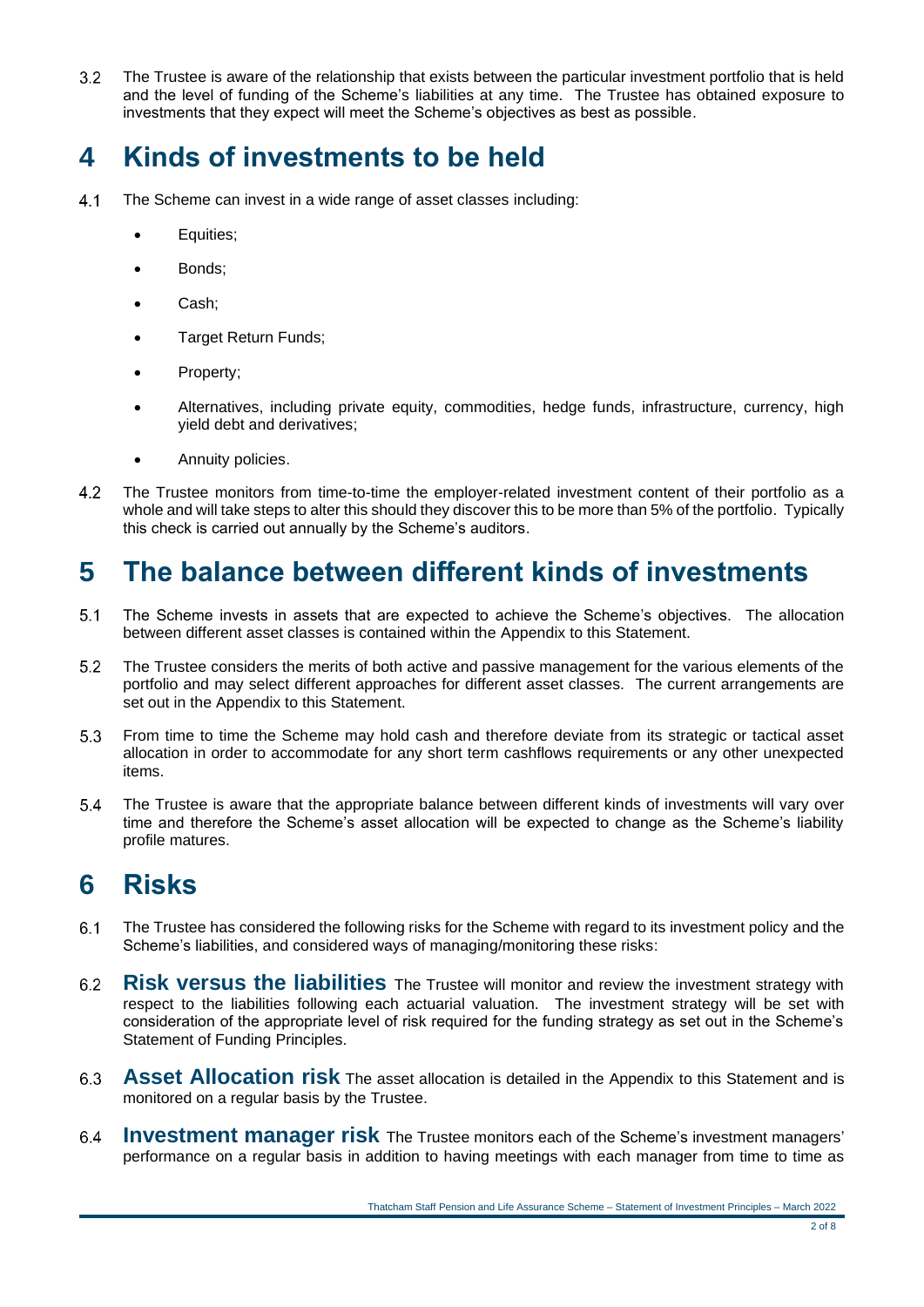3.2 The Trustee is aware of the relationship that exists between the particular investment portfolio that is held and the level of funding of the Scheme's liabilities at any time. The Trustee has obtained exposure to investments that they expect will meet the Scheme's objectives as best as possible.

# 4 Kinds of investments to be held

4.1 The Scheme can invest in a wide range of asset classes including:

- Equities;
- Bonds;
- Cash;
- Target Return Funds;
- Property;
- Alternatives, including private equity, commodities, hedge funds, infrastructure, currency, high yield debt and derivatives;
- Annuity policies.

4.2 The Trustee monitors from time-to-time the employer-related investment content of their portfolio as a whole and will take steps to alter this should they discover this to be more than 5% of the portfolio. Typically this check is carried out annually by the Scheme's auditors.

# 5 The balance between different kinds of investments

5.1 The Scheme invests in assets that are expected to achieve the Scheme's objectives. The allocation between different asset classes is contained within the Appendix to this Statement.

5.2 The Trustee considers the merits of both active and passive management for the various elements of the portfolio and may select different approaches for different asset classes. The current arrangements are set out in the Appendix to this Statement.

5.3 From time to time the Scheme may hold cash and therefore deviate from its strategic or tactical asset allocation in order to accommodate for any short term cashflows requirements or any other unexpected items.

5.4 The Trustee is aware that the appropriate balance between different kinds of investments will vary over time and therefore the Scheme's asset allocation will be expected to change as the Scheme's liability profile matures.

# 6 Risks

6.1 The Trustee has considered the following risks for the Scheme with regard to its investment policy and the Scheme's liabilities, and considered ways of managing/monitoring these risks:

6.2 **Risk versus the liabilities** The Trustee will monitor and review the investment strategy with respect to the liabilities following each actuarial valuation. The investment strategy will be set with consideration of the appropriate level of risk required for the funding strategy as set out in the Scheme's Statement of Funding Principles.

6.3 **Asset Allocation risk** The asset allocation is detailed in the Appendix to this Statement and is monitored on a regular basis by the Trustee.

6.4 **Investment manager risk** The Trustee monitors each of the Scheme's investment managers' performance on a regular basis in addition to having meetings with each manager from time to time as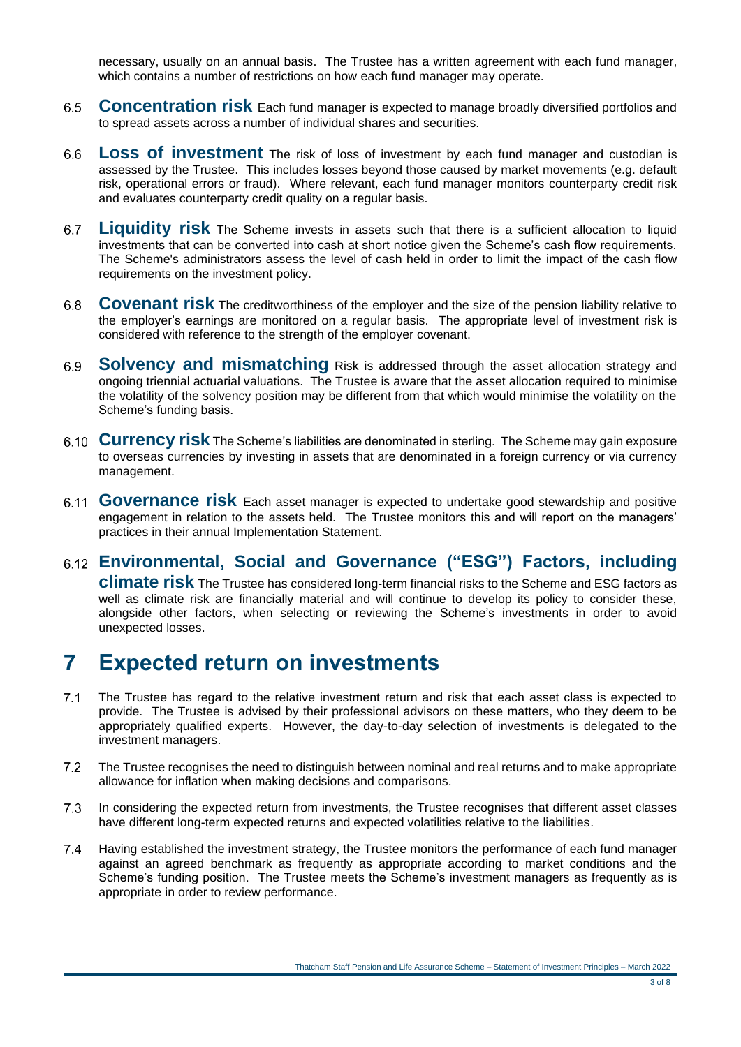necessary, usually on an annual basis. The Trustee has a written agreement with each fund manager, which contains a number of restrictions on how each fund manager may operate.

6.5 **Concentration risk** Each fund manager is expected to manage broadly diversified portfolios and to spread assets across a number of individual shares and securities.

6.6 **Loss of investment** The risk of loss of investment by each fund manager and custodian is assessed by the Trustee. This includes losses beyond those caused by market movements (e.g. default risk, operational errors or fraud). Where relevant, each fund manager monitors counterparty credit risk and evaluates counterparty credit quality on a regular basis.

6.7 **Liquidity risk** The Scheme invests in assets such that there is a sufficient allocation to liquid investments that can be converted into cash at short notice given the Scheme's cash flow requirements. The Scheme's administrators assess the level of cash held in order to limit the impact of the cash flow requirements on the investment policy.

6.8 **Covenant risk** The creditworthiness of the employer and the size of the pension liability relative to the employer's earnings are monitored on a regular basis. The appropriate level of investment risk is considered with reference to the strength of the employer covenant.

6.9 **Solvency and mismatching** Risk is addressed through the asset allocation strategy and ongoing triennial actuarial valuations. The Trustee is aware that the asset allocation required to minimise the volatility of the solvency position may be different from that which would minimise the volatility on the Scheme's funding basis.

6.10 **Currency risk** The Scheme's liabilities are denominated in sterling. The Scheme may gain exposure to overseas currencies by investing in assets that are denominated in a foreign currency or via currency management.

6.11 **Governance risk** Each asset manager is expected to undertake good stewardship and positive engagement in relation to the assets held. The Trustee monitors this and will report on the managers' practices in their annual Implementation Statement.

6.12 **Environmental, Social and Governance ("ESG") Factors, including climate risk** The Trustee has considered long-term financial risks to the Scheme and ESG factors as well as climate risk are financially material and will continue to develop its policy to consider these, alongside other factors, when selecting or reviewing the Scheme's investments in order to avoid unexpected losses.

# 7 Expected return on investments

7.1 The Trustee has regard to the relative investment return and risk that each asset class is expected to provide. The Trustee is advised by their professional advisors on these matters, who they deem to be appropriately qualified experts. However, the day-to-day selection of investments is delegated to the investment managers.

7.2 The Trustee recognises the need to distinguish between nominal and real returns and to make appropriate allowance for inflation when making decisions and comparisons.

7.3 In considering the expected return from investments, the Trustee recognises that different asset classes have different long-term expected returns and expected volatilities relative to the liabilities.

7.4 Having established the investment strategy, the Trustee monitors the performance of each fund manager against an agreed benchmark as frequently as appropriate according to market conditions and the Scheme's funding position. The Trustee meets the Scheme's investment managers as frequently as is appropriate in order to review performance.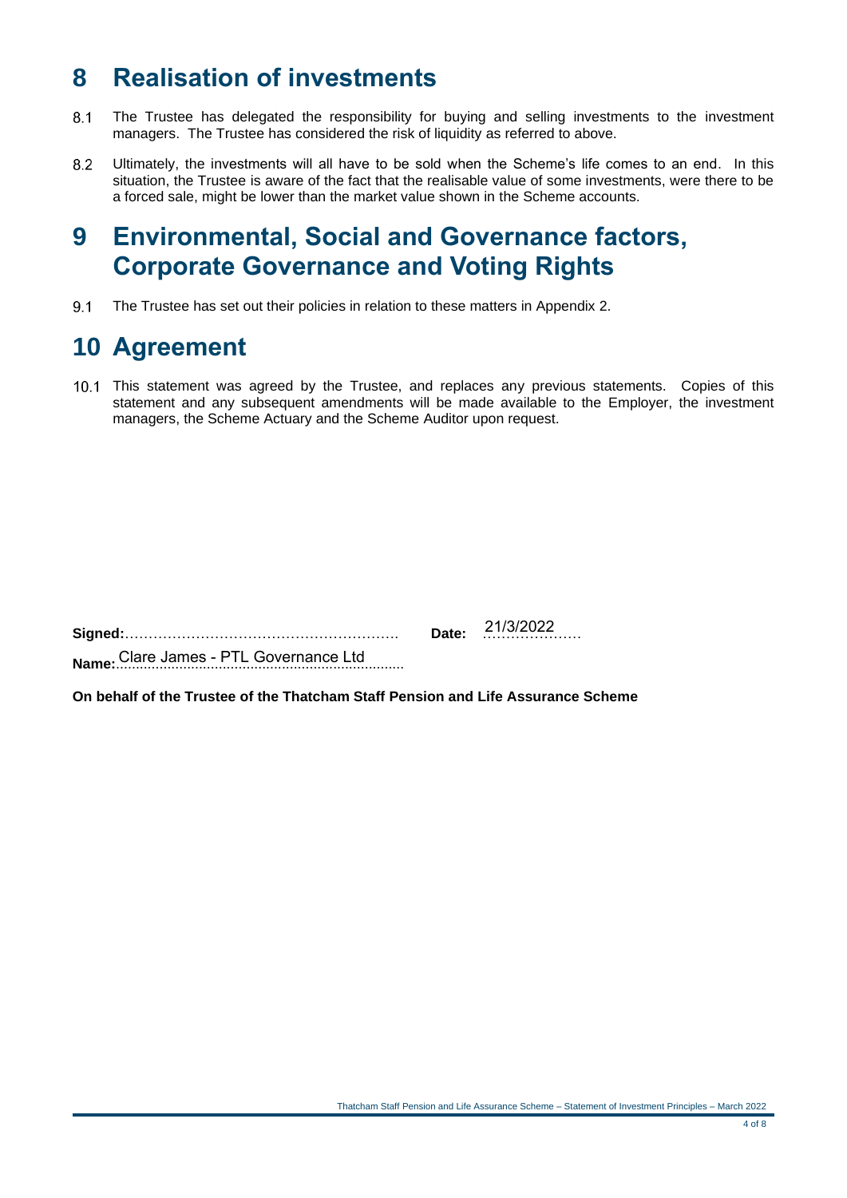# 8 Realisation of investments

8.1 The Trustee has delegated the responsibility for buying and selling investments to the investment managers. The Trustee has considered the risk of liquidity as referred to above.

8.2 Ultimately, the investments will all have to be sold when the Scheme's life comes to an end. In this situation, the Trustee is aware of the fact that the realisable value of some investments, were there to be a forced sale, might be lower than the market value shown in the Scheme accounts.

# 9 Environmental, Social and Governance factors, Corporate Governance and Voting Rights

9.1 The Trustee has set out their policies in relation to these matters in Appendix 2.

# 10 Agreement

10.1 This statement was agreed by the Trustee, and replaces any previous statements. Copies of this statement and any subsequent amendments will be made available to the Employer, the investment managers, the Scheme Actuary and the Scheme Auditor upon request.

**Signed:**…………………………………………………. **Date:** 21/3/2022

**Name:** Clare James - PTL Governance Ltd

**On behalf of the Trustee of the Thatcham Staff Pension and Life Assurance Scheme**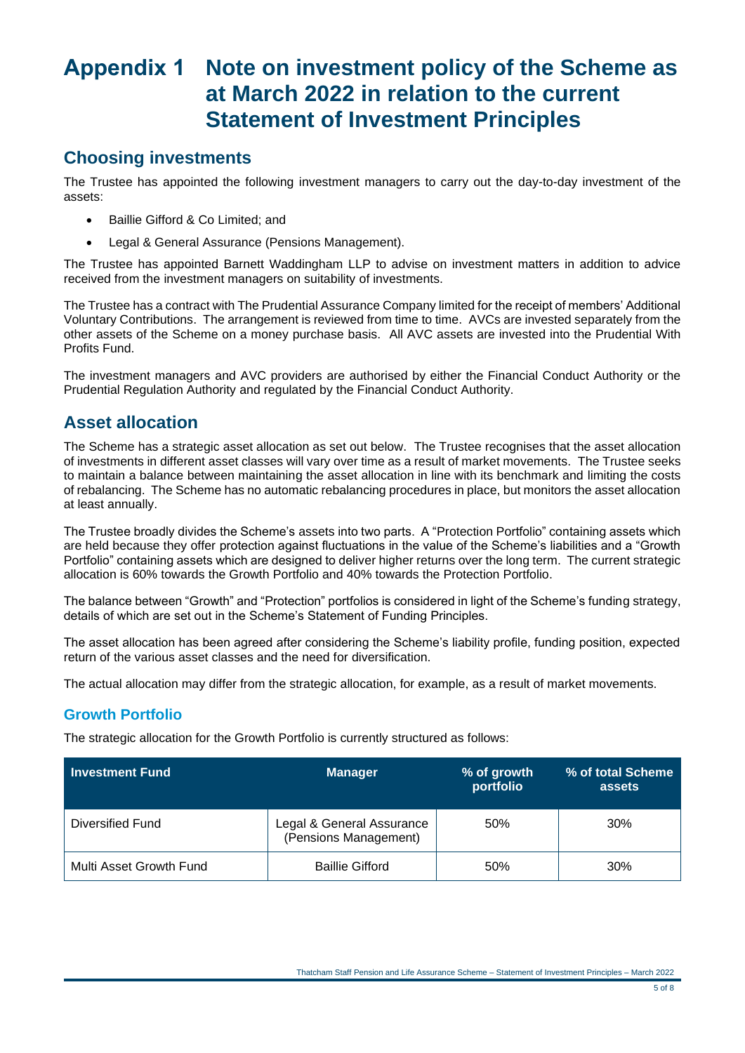# Appendix 1 Note on investment policy of the Scheme as at March 2022 in relation to the current Statement of Investment Principles

## Choosing investments

The Trustee has appointed the following investment managers to carry out the day-to-day investment of the assets:

- Baillie Gifford & Co Limited; and
- Legal & General Assurance (Pensions Management).

The Trustee has appointed Barnett Waddingham LLP to advise on investment matters in addition to advice received from the investment managers on suitability of investments.

The Trustee has a contract with The Prudential Assurance Company limited for the receipt of members' Additional Voluntary Contributions. The arrangement is reviewed from time to time. AVCs are invested separately from the other assets of the Scheme on a money purchase basis. All AVC assets are invested into the Prudential With Profits Fund.

The investment managers and AVC providers are authorised by either the Financial Conduct Authority or the Prudential Regulation Authority and regulated by the Financial Conduct Authority.

## Asset allocation

The Scheme has a strategic asset allocation as set out below. The Trustee recognises that the asset allocation of investments in different asset classes will vary over time as a result of market movements. The Trustee seeks to maintain a balance between maintaining the asset allocation in line with its benchmark and limiting the costs of rebalancing. The Scheme has no automatic rebalancing procedures in place, but monitors the asset allocation at least annually.

The Trustee broadly divides the Scheme's assets into two parts. A "Protection Portfolio" containing assets which are held because they offer protection against fluctuations in the value of the Scheme's liabilities and a "Growth Portfolio" containing assets which are designed to deliver higher returns over the long term. The current strategic allocation is 60% towards the Growth Portfolio and 40% towards the Protection Portfolio.

The balance between "Growth" and "Protection" portfolios is considered in light of the Scheme's funding strategy, details of which are set out in the Scheme's Statement of Funding Principles.

The asset allocation has been agreed after considering the Scheme's liability profile, funding position, expected return of the various asset classes and the need for diversification.

The actual allocation may differ from the strategic allocation, for example, as a result of market movements.

### Growth Portfolio

The strategic allocation for the Growth Portfolio is currently structured as follows:

| Investment Fund | Manager | % of growth portfolio | % of total Scheme assets |
|---|---|---|---|
| Diversified Fund | Legal & General Assurance (Pensions Management) | 50% | 30% |
| Multi Asset Growth Fund | Baillie Gifford | 50% | 30% |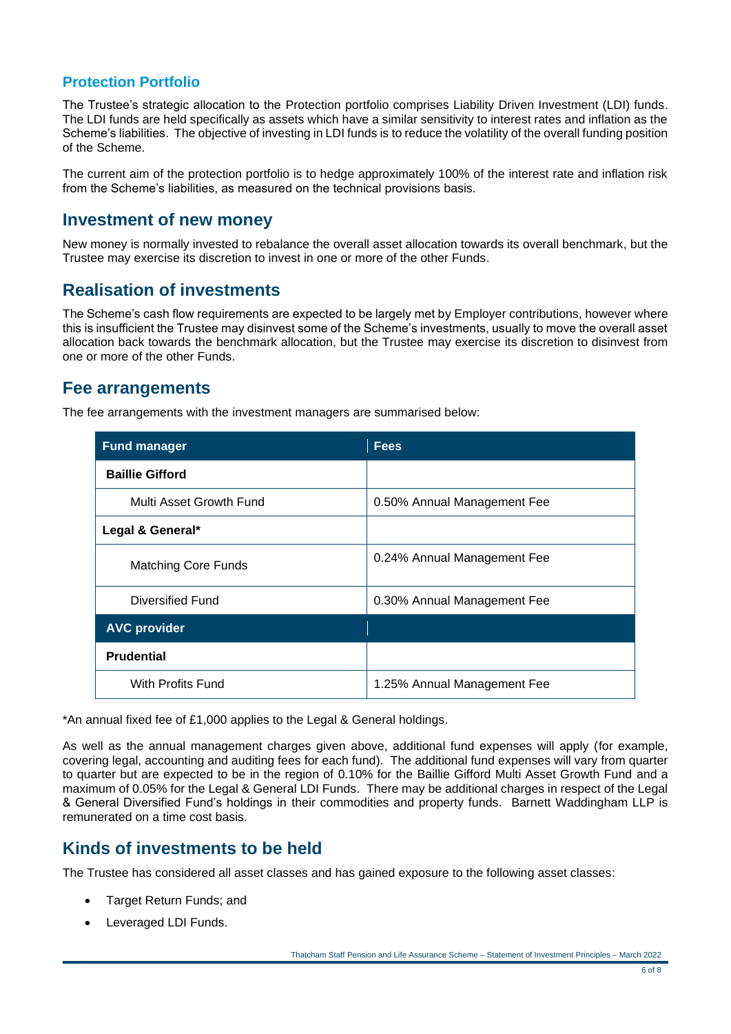### Protection Portfolio

The Trustee's strategic allocation to the Protection portfolio comprises Liability Driven Investment (LDI) funds. The LDI funds are held specifically as assets which have a similar sensitivity to interest rates and inflation as the Scheme's liabilities. The objective of investing in LDI funds is to reduce the volatility of the overall funding position of the Scheme.

The current aim of the protection portfolio is to hedge approximately 100% of the interest rate and inflation risk from the Scheme's liabilities, as measured on the technical provisions basis.

## Investment of new money

New money is normally invested to rebalance the overall asset allocation towards its overall benchmark, but the Trustee may exercise its discretion to invest in one or more of the other Funds.

## Realisation of investments

The Scheme's cash flow requirements are expected to be largely met by Employer contributions, however where this is insufficient the Trustee may disinvest some of the Scheme's investments, usually to move the overall asset allocation back towards the benchmark allocation, but the Trustee may exercise its discretion to disinvest from one or more of the other Funds.

## Fee arrangements

The fee arrangements with the investment managers are summarised below:

| Fund manager | Fees |
|---|---|
| **Baillie Gifford** | |
| Multi Asset Growth Fund | 0.50% Annual Management Fee |
| **Legal & General*** | |
| Matching Core Funds | 0.24% Annual Management Fee |
| Diversified Fund | 0.30% Annual Management Fee |
| **AVC provider** | |
| **Prudential** | |
| With Profits Fund | 1.25% Annual Management Fee |

*An annual fixed fee of £1,000 applies to the Legal & General holdings.

As well as the annual management charges given above, additional fund expenses will apply (for example, covering legal, accounting and auditing fees for each fund). The additional fund expenses will vary from quarter to quarter but are expected to be in the region of 0.10% for the Baillie Gifford Multi Asset Growth Fund and a maximum of 0.05% for the Legal & General LDI Funds. There may be additional charges in respect of the Legal & General Diversified Fund's holdings in their commodities and property funds. Barnett Waddingham LLP is remunerated on a time cost basis.

## Kinds of investments to be held

The Trustee has considered all asset classes and has gained exposure to the following asset classes:

- Target Return Funds; and
- Leveraged LDI Funds.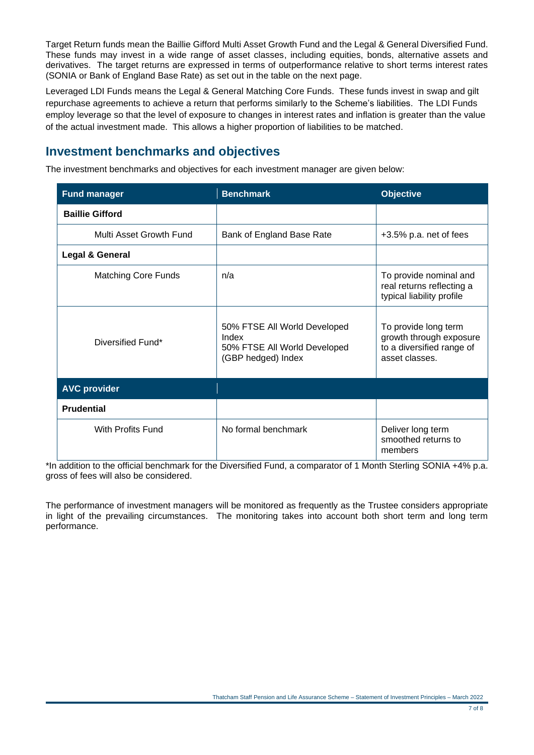Target Return funds mean the Baillie Gifford Multi Asset Growth Fund and the Legal & General Diversified Fund. These funds may invest in a wide range of asset classes, including equities, bonds, alternative assets and derivatives. The target returns are expressed in terms of outperformance relative to short terms interest rates (SONIA or Bank of England Base Rate) as set out in the table on the next page.

Leveraged LDI Funds means the Legal & General Matching Core Funds. These funds invest in swap and gilt repurchase agreements to achieve a return that performs similarly to the Scheme's liabilities. The LDI Funds employ leverage so that the level of exposure to changes in interest rates and inflation is greater than the value of the actual investment made. This allows a higher proportion of liabilities to be matched.

## Investment benchmarks and objectives

The investment benchmarks and objectives for each investment manager are given below:

| Fund manager | Benchmark | Objective |
|---|---|---|
| **Baillie Gifford** | | |
| Multi Asset Growth Fund | Bank of England Base Rate | +3.5% p.a. net of fees |
| **Legal & General** | | |
| Matching Core Funds | n/a | To provide nominal and real returns reflecting a typical liability profile |
| Diversified Fund* | 50% FTSE All World Developed Index<br>50% FTSE All World Developed (GBP hedged) Index | To provide long term growth through exposure to a diversified range of asset classes. |
| **AVC provider** | | |
| **Prudential** | | |
| With Profits Fund | No formal benchmark | Deliver long term smoothed returns to members |

*In addition to the official benchmark for the Diversified Fund, a comparator of 1 Month Sterling SONIA +4% p.a. gross of fees will also be considered.

The performance of investment managers will be monitored as frequently as the Trustee considers appropriate in light of the prevailing circumstances. The monitoring takes into account both short term and long term performance.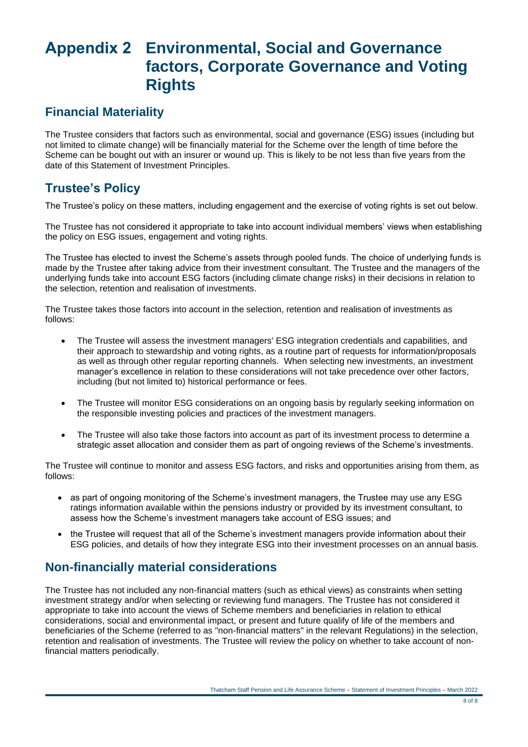# Appendix 2 Environmental, Social and Governance factors, Corporate Governance and Voting Rights

## Financial Materiality

The Trustee considers that factors such as environmental, social and governance (ESG) issues (including but not limited to climate change) will be financially material for the Scheme over the length of time before the Scheme can be bought out with an insurer or wound up. This is likely to be not less than five years from the date of this Statement of Investment Principles.

## Trustee's Policy

The Trustee's policy on these matters, including engagement and the exercise of voting rights is set out below.

The Trustee has not considered it appropriate to take into account individual members' views when establishing the policy on ESG issues, engagement and voting rights.

The Trustee has elected to invest the Scheme's assets through pooled funds. The choice of underlying funds is made by the Trustee after taking advice from their investment consultant. The Trustee and the managers of the underlying funds take into account ESG factors (including climate change risks) in their decisions in relation to the selection, retention and realisation of investments.

The Trustee takes those factors into account in the selection, retention and realisation of investments as follows:

- The Trustee will assess the investment managers' ESG integration credentials and capabilities, and their approach to stewardship and voting rights, as a routine part of requests for information/proposals as well as through other regular reporting channels. When selecting new investments, an investment manager's excellence in relation to these considerations will not take precedence over other factors, including (but not limited to) historical performance or fees.
- The Trustee will monitor ESG considerations on an ongoing basis by regularly seeking information on the responsible investing policies and practices of the investment managers.
- The Trustee will also take those factors into account as part of its investment process to determine a strategic asset allocation and consider them as part of ongoing reviews of the Scheme's investments.

The Trustee will continue to monitor and assess ESG factors, and risks and opportunities arising from them, as follows:

- as part of ongoing monitoring of the Scheme's investment managers, the Trustee may use any ESG ratings information available within the pensions industry or provided by its investment consultant, to assess how the Scheme's investment managers take account of ESG issues; and
- the Trustee will request that all of the Scheme's investment managers provide information about their ESG policies, and details of how they integrate ESG into their investment processes on an annual basis.

## Non-financially material considerations

The Trustee has not included any non-financial matters (such as ethical views) as constraints when setting investment strategy and/or when selecting or reviewing fund managers. The Trustee has not considered it appropriate to take into account the views of Scheme members and beneficiaries in relation to ethical considerations, social and environmental impact, or present and future qualify of life of the members and beneficiaries of the Scheme (referred to as "non-financial matters" in the relevant Regulations) in the selection, retention and realisation of investments. The Trustee will review the policy on whether to take account of non-financial matters periodically.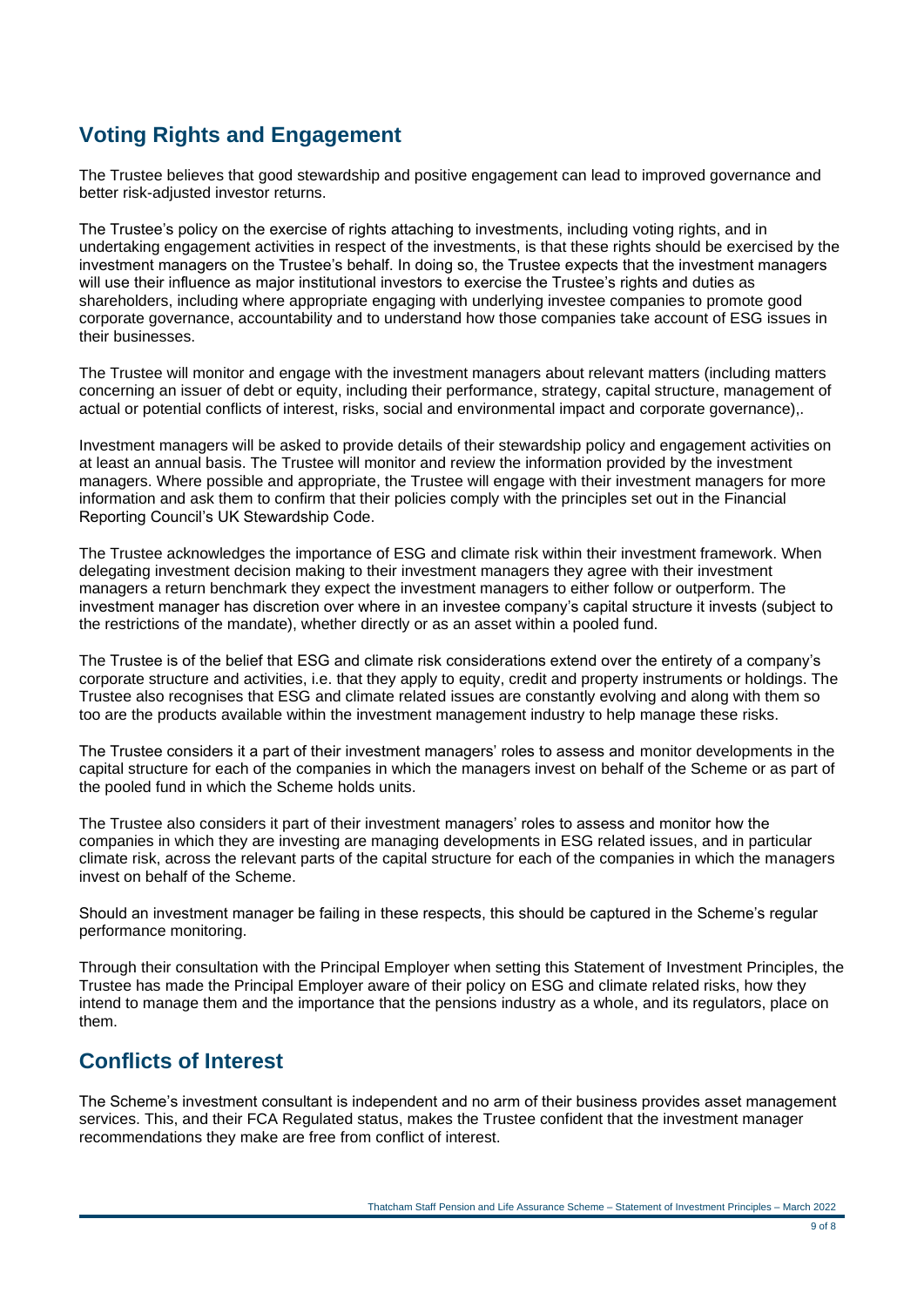## Voting Rights and Engagement

The Trustee believes that good stewardship and positive engagement can lead to improved governance and better risk-adjusted investor returns.

The Trustee's policy on the exercise of rights attaching to investments, including voting rights, and in undertaking engagement activities in respect of the investments, is that these rights should be exercised by the investment managers on the Trustee's behalf. In doing so, the Trustee expects that the investment managers will use their influence as major institutional investors to exercise the Trustee's rights and duties as shareholders, including where appropriate engaging with underlying investee companies to promote good corporate governance, accountability and to understand how those companies take account of ESG issues in their businesses.

The Trustee will monitor and engage with the investment managers about relevant matters (including matters concerning an issuer of debt or equity, including their performance, strategy, capital structure, management of actual or potential conflicts of interest, risks, social and environmental impact and corporate governance),.

Investment managers will be asked to provide details of their stewardship policy and engagement activities on at least an annual basis. The Trustee will monitor and review the information provided by the investment managers. Where possible and appropriate, the Trustee will engage with their investment managers for more information and ask them to confirm that their policies comply with the principles set out in the Financial Reporting Council's UK Stewardship Code.

The Trustee acknowledges the importance of ESG and climate risk within their investment framework. When delegating investment decision making to their investment managers they agree with their investment managers a return benchmark they expect the investment managers to either follow or outperform. The investment manager has discretion over where in an investee company's capital structure it invests (subject to the restrictions of the mandate), whether directly or as an asset within a pooled fund.

The Trustee is of the belief that ESG and climate risk considerations extend over the entirety of a company's corporate structure and activities, i.e. that they apply to equity, credit and property instruments or holdings. The Trustee also recognises that ESG and climate related issues are constantly evolving and along with them so too are the products available within the investment management industry to help manage these risks.

The Trustee considers it a part of their investment managers' roles to assess and monitor developments in the capital structure for each of the companies in which the managers invest on behalf of the Scheme or as part of the pooled fund in which the Scheme holds units.

The Trustee also considers it part of their investment managers' roles to assess and monitor how the companies in which they are investing are managing developments in ESG related issues, and in particular climate risk, across the relevant parts of the capital structure for each of the companies in which the managers invest on behalf of the Scheme.

Should an investment manager be failing in these respects, this should be captured in the Scheme's regular performance monitoring.

Through their consultation with the Principal Employer when setting this Statement of Investment Principles, the Trustee has made the Principal Employer aware of their policy on ESG and climate related risks, how they intend to manage them and the importance that the pensions industry as a whole, and its regulators, place on them.

## Conflicts of Interest

The Scheme's investment consultant is independent and no arm of their business provides asset management services. This, and their FCA Regulated status, makes the Trustee confident that the investment manager recommendations they make are free from conflict of interest.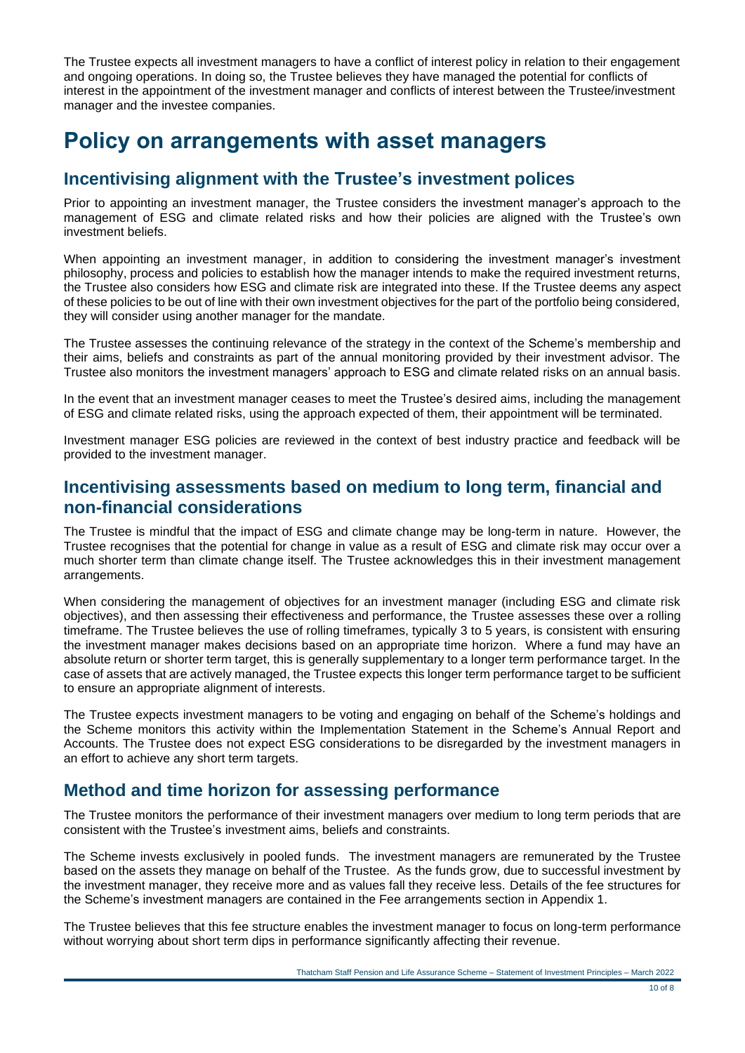The Trustee expects all investment managers to have a conflict of interest policy in relation to their engagement and ongoing operations. In doing so, the Trustee believes they have managed the potential for conflicts of interest in the appointment of the investment manager and conflicts of interest between the Trustee/investment manager and the investee companies.

# Policy on arrangements with asset managers

## Incentivising alignment with the Trustee's investment polices

Prior to appointing an investment manager, the Trustee considers the investment manager's approach to the management of ESG and climate related risks and how their policies are aligned with the Trustee's own investment beliefs.

When appointing an investment manager, in addition to considering the investment manager's investment philosophy, process and policies to establish how the manager intends to make the required investment returns, the Trustee also considers how ESG and climate risk are integrated into these. If the Trustee deems any aspect of these policies to be out of line with their own investment objectives for the part of the portfolio being considered, they will consider using another manager for the mandate.

The Trustee assesses the continuing relevance of the strategy in the context of the Scheme's membership and their aims, beliefs and constraints as part of the annual monitoring provided by their investment advisor. The Trustee also monitors the investment managers' approach to ESG and climate related risks on an annual basis.

In the event that an investment manager ceases to meet the Trustee's desired aims, including the management of ESG and climate related risks, using the approach expected of them, their appointment will be terminated.

Investment manager ESG policies are reviewed in the context of best industry practice and feedback will be provided to the investment manager.

## Incentivising assessments based on medium to long term, financial and non-financial considerations

The Trustee is mindful that the impact of ESG and climate change may be long-term in nature. However, the Trustee recognises that the potential for change in value as a result of ESG and climate risk may occur over a much shorter term than climate change itself. The Trustee acknowledges this in their investment management arrangements.

When considering the management of objectives for an investment manager (including ESG and climate risk objectives), and then assessing their effectiveness and performance, the Trustee assesses these over a rolling timeframe. The Trustee believes the use of rolling timeframes, typically 3 to 5 years, is consistent with ensuring the investment manager makes decisions based on an appropriate time horizon. Where a fund may have an absolute return or shorter term target, this is generally supplementary to a longer term performance target. In the case of assets that are actively managed, the Trustee expects this longer term performance target to be sufficient to ensure an appropriate alignment of interests.

The Trustee expects investment managers to be voting and engaging on behalf of the Scheme's holdings and the Scheme monitors this activity within the Implementation Statement in the Scheme's Annual Report and Accounts. The Trustee does not expect ESG considerations to be disregarded by the investment managers in an effort to achieve any short term targets.

## Method and time horizon for assessing performance

The Trustee monitors the performance of their investment managers over medium to long term periods that are consistent with the Trustee's investment aims, beliefs and constraints.

The Scheme invests exclusively in pooled funds. The investment managers are remunerated by the Trustee based on the assets they manage on behalf of the Trustee. As the funds grow, due to successful investment by the investment manager, they receive more and as values fall they receive less. Details of the fee structures for the Scheme's investment managers are contained in the Fee arrangements section in Appendix 1.

The Trustee believes that this fee structure enables the investment manager to focus on long-term performance without worrying about short term dips in performance significantly affecting their revenue.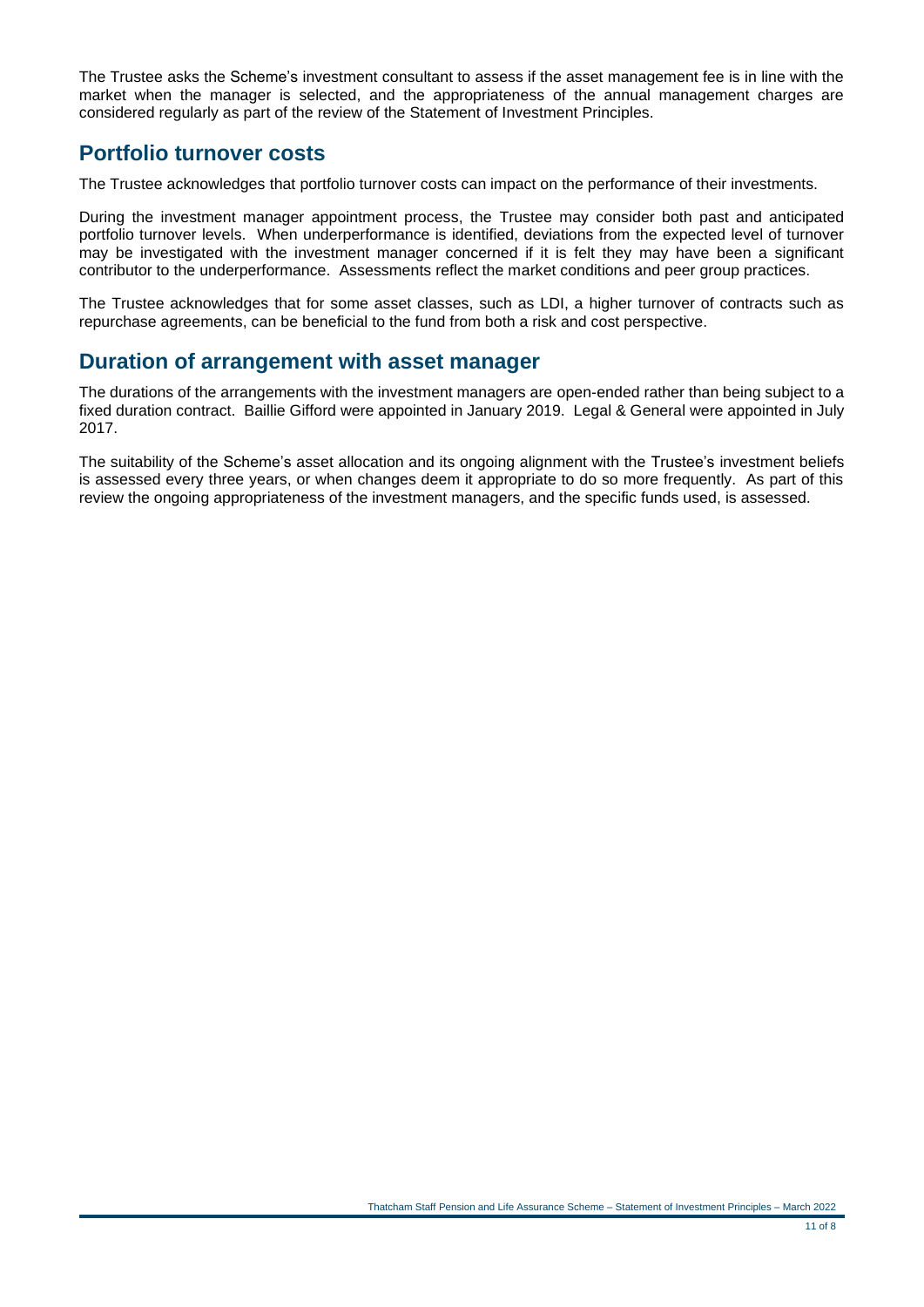The Trustee asks the Scheme's investment consultant to assess if the asset management fee is in line with the market when the manager is selected, and the appropriateness of the annual management charges are considered regularly as part of the review of the Statement of Investment Principles.

## Portfolio turnover costs

The Trustee acknowledges that portfolio turnover costs can impact on the performance of their investments.

During the investment manager appointment process, the Trustee may consider both past and anticipated portfolio turnover levels. When underperformance is identified, deviations from the expected level of turnover may be investigated with the investment manager concerned if it is felt they may have been a significant contributor to the underperformance. Assessments reflect the market conditions and peer group practices.

The Trustee acknowledges that for some asset classes, such as LDI, a higher turnover of contracts such as repurchase agreements, can be beneficial to the fund from both a risk and cost perspective.

## Duration of arrangement with asset manager

The durations of the arrangements with the investment managers are open-ended rather than being subject to a fixed duration contract. Baillie Gifford were appointed in January 2019. Legal & General were appointed in July 2017.

The suitability of the Scheme's asset allocation and its ongoing alignment with the Trustee's investment beliefs is assessed every three years, or when changes deem it appropriate to do so more frequently. As part of this review the ongoing appropriateness of the investment managers, and the specific funds used, is assessed.